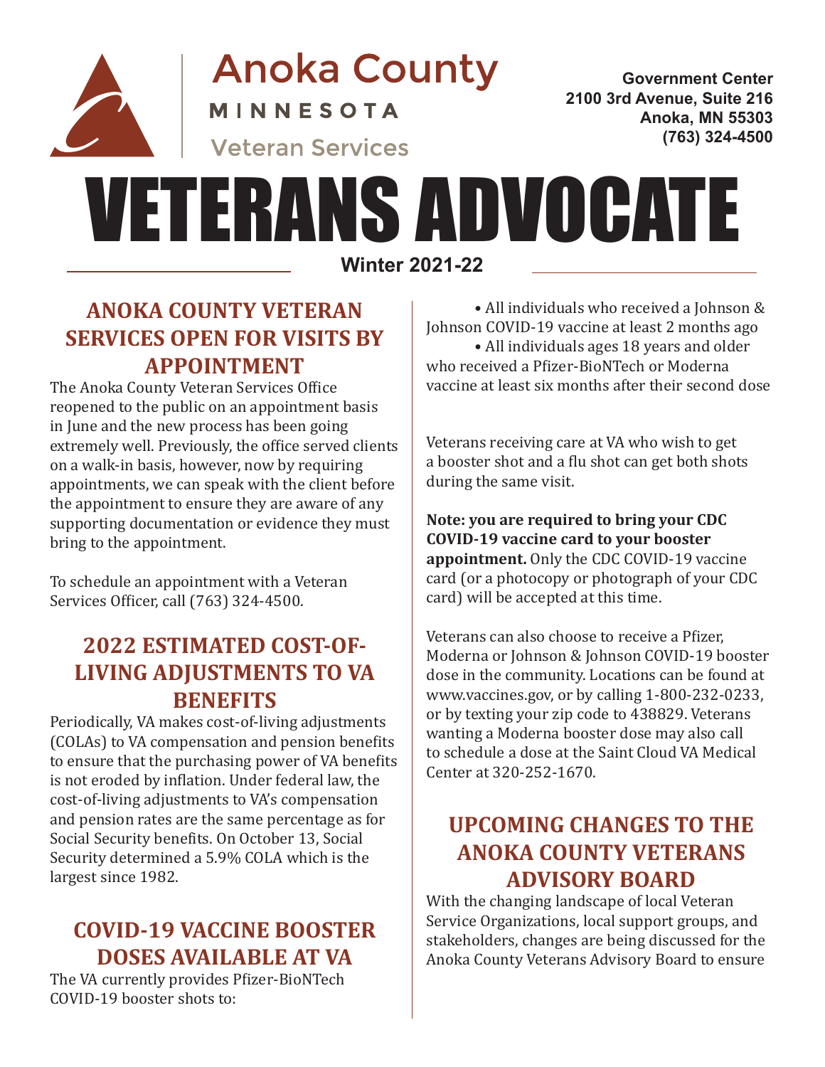Anoka County

MINNESOTA

Veteran Services

Government Center
2100 3rd Avenue, Suite 216
Anoka, MN 55303
(763) 324-4500

# VETERANS ADVOCATE

**Winter 2021-22**

## ANOKA COUNTY VETERAN SERVICES OPEN FOR VISITS BY APPOINTMENT

The Anoka County Veteran Services Office reopened to the public on an appointment basis in June and the new process has been going extremely well. Previously, the office served clients on a walk-in basis, however, now by requiring appointments, we can speak with the client before the appointment to ensure they are aware of any supporting documentation or evidence they must bring to the appointment.

To schedule an appointment with a Veteran Services Officer, call (763) 324-4500.

## 2022 ESTIMATED COST-OF-LIVING ADJUSTMENTS TO VA BENEFITS

Periodically, VA makes cost-of-living adjustments (COLAs) to VA compensation and pension benefits to ensure that the purchasing power of VA benefits is not eroded by inflation. Under federal law, the cost-of-living adjustments to VA's compensation and pension rates are the same percentage as for Social Security benefits. On October 13, Social Security determined a 5.9% COLA which is the largest since 1982.

## COVID-19 VACCINE BOOSTER DOSES AVAILABLE AT VA

The VA currently provides Pfizer-BioNTech COVID-19 booster shots to:

- All individuals who received a Johnson & Johnson COVID-19 vaccine at least 2 months ago
- All individuals ages 18 years and older who received a Pfizer-BioNTech or Moderna vaccine at least six months after their second dose

Veterans receiving care at VA who wish to get a booster shot and a flu shot can get both shots during the same visit.

**Note: you are required to bring your CDC COVID-19 vaccine card to your booster appointment.** Only the CDC COVID-19 vaccine card (or a photocopy or photograph of your CDC card) will be accepted at this time.

Veterans can also choose to receive a Pfizer, Moderna or Johnson & Johnson COVID-19 booster dose in the community. Locations can be found at www.vaccines.gov, or by calling 1-800-232-0233, or by texting your zip code to 438829. Veterans wanting a Moderna booster dose may also call to schedule a dose at the Saint Cloud VA Medical Center at 320-252-1670.

## UPCOMING CHANGES TO THE ANOKA COUNTY VETERANS ADVISORY BOARD

With the changing landscape of local Veteran Service Organizations, local support groups, and stakeholders, changes are being discussed for the Anoka County Veterans Advisory Board to ensure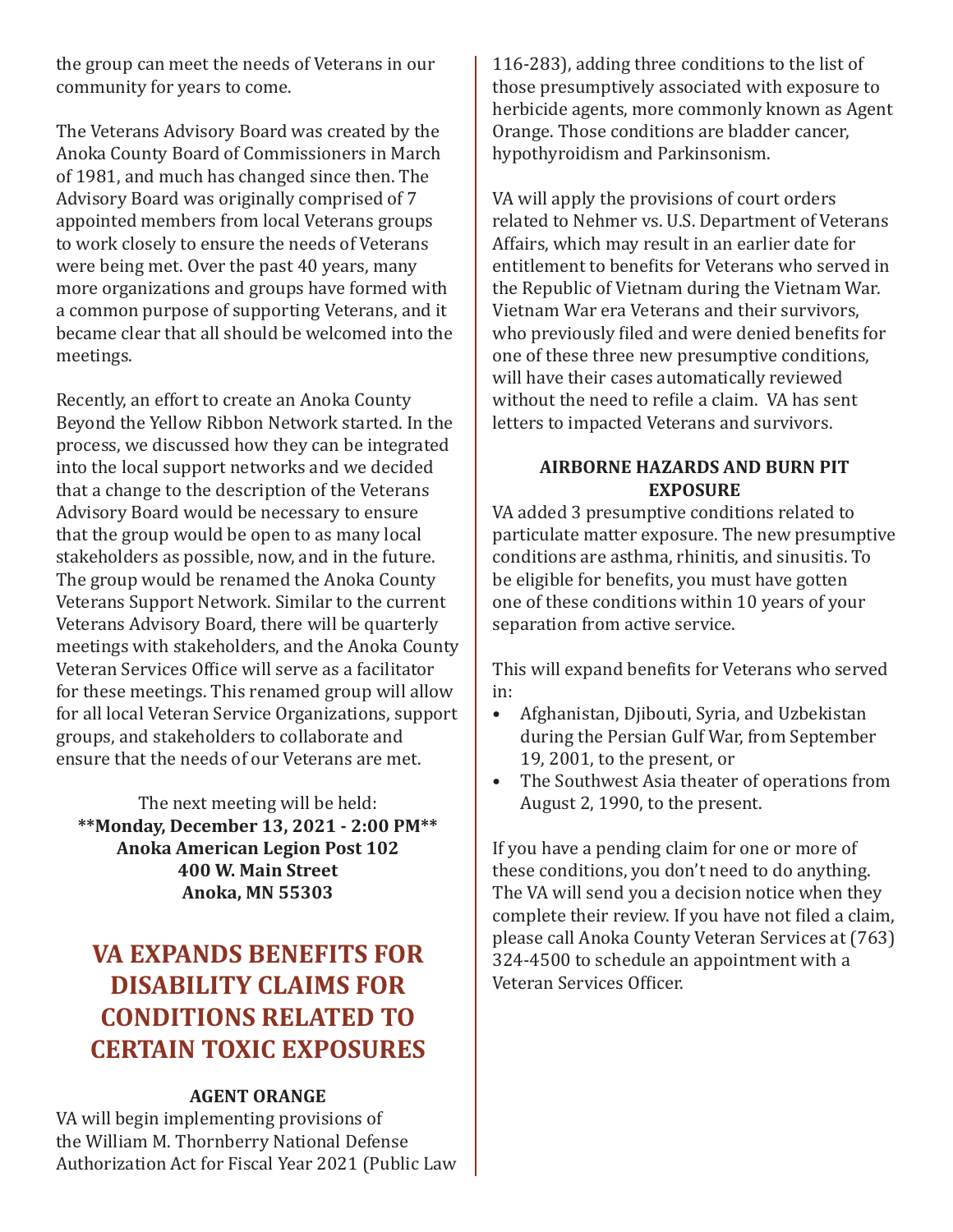the group can meet the needs of Veterans in our community for years to come.

The Veterans Advisory Board was created by the Anoka County Board of Commissioners in March of 1981, and much has changed since then. The Advisory Board was originally comprised of 7 appointed members from local Veterans groups to work closely to ensure the needs of Veterans were being met. Over the past 40 years, many more organizations and groups have formed with a common purpose of supporting Veterans, and it became clear that all should be welcomed into the meetings.

Recently, an effort to create an Anoka County Beyond the Yellow Ribbon Network started. In the process, we discussed how they can be integrated into the local support networks and we decided that a change to the description of the Veterans Advisory Board would be necessary to ensure that the group would be open to as many local stakeholders as possible, now, and in the future. The group would be renamed the Anoka County Veterans Support Network. Similar to the current Veterans Advisory Board, there will be quarterly meetings with stakeholders, and the Anoka County Veteran Services Office will serve as a facilitator for these meetings. This renamed group will allow for all local Veteran Service Organizations, support groups, and stakeholders to collaborate and ensure that the needs of our Veterans are met.

The next meeting will be held:
**\*\*Monday, December 13, 2021 - 2:00 PM\*\***
**Anoka American Legion Post 102**
**400 W. Main Street**
**Anoka, MN 55303**

# VA EXPANDS BENEFITS FOR DISABILITY CLAIMS FOR CONDITIONS RELATED TO CERTAIN TOXIC EXPOSURES

### AGENT ORANGE

VA will begin implementing provisions of the William M. Thornberry National Defense Authorization Act for Fiscal Year 2021 (Public Law 116-283), adding three conditions to the list of those presumptively associated with exposure to herbicide agents, more commonly known as Agent Orange. Those conditions are bladder cancer, hypothyroidism and Parkinsonism.

VA will apply the provisions of court orders related to Nehmer vs. U.S. Department of Veterans Affairs, which may result in an earlier date for entitlement to benefits for Veterans who served in the Republic of Vietnam during the Vietnam War. Vietnam War era Veterans and their survivors, who previously filed and were denied benefits for one of these three new presumptive conditions, will have their cases automatically reviewed without the need to refile a claim. VA has sent letters to impacted Veterans and survivors.

### AIRBORNE HAZARDS AND BURN PIT EXPOSURE

VA added 3 presumptive conditions related to particulate matter exposure. The new presumptive conditions are asthma, rhinitis, and sinusitis. To be eligible for benefits, you must have gotten one of these conditions within 10 years of your separation from active service.

This will expand benefits for Veterans who served in:

- Afghanistan, Djibouti, Syria, and Uzbekistan during the Persian Gulf War, from September 19, 2001, to the present, or
- The Southwest Asia theater of operations from August 2, 1990, to the present.

If you have a pending claim for one or more of these conditions, you don't need to do anything. The VA will send you a decision notice when they complete their review. If you have not filed a claim, please call Anoka County Veteran Services at (763) 324-4500 to schedule an appointment with a Veteran Services Officer.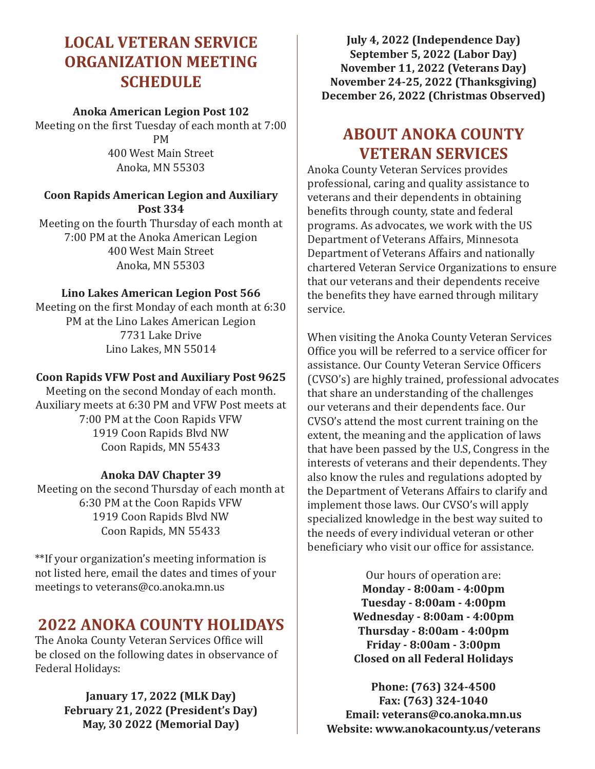## LOCAL VETERAN SERVICE ORGANIZATION MEETING SCHEDULE

**Anoka American Legion Post 102**
Meeting on the first Tuesday of each month at 7:00 PM
400 West Main Street
Anoka, MN 55303

**Coon Rapids American Legion and Auxiliary Post 334**
Meeting on the fourth Thursday of each month at 7:00 PM at the Anoka American Legion
400 West Main Street
Anoka, MN 55303

**Lino Lakes American Legion Post 566**
Meeting on the first Monday of each month at 6:30 PM at the Lino Lakes American Legion
7731 Lake Drive
Lino Lakes, MN 55014

**Coon Rapids VFW Post and Auxiliary Post 9625**
Meeting on the second Monday of each month. Auxiliary meets at 6:30 PM and VFW Post meets at 7:00 PM at the Coon Rapids VFW
1919 Coon Rapids Blvd NW
Coon Rapids, MN 55433

**Anoka DAV Chapter 39**
Meeting on the second Thursday of each month at 6:30 PM at the Coon Rapids VFW
1919 Coon Rapids Blvd NW
Coon Rapids, MN 55433

**If your organization's meeting information is not listed here, email the dates and times of your meetings to veterans@co.anoka.mn.us

## 2022 ANOKA COUNTY HOLIDAYS

The Anoka County Veteran Services Office will be closed on the following dates in observance of Federal Holidays:

**January 17, 2022 (MLK Day)**
**February 21, 2022 (President's Day)**
**May, 30 2022 (Memorial Day)**
**July 4, 2022 (Independence Day)**
**September 5, 2022 (Labor Day)**
**November 11, 2022 (Veterans Day)**
**November 24-25, 2022 (Thanksgiving)**
**December 26, 2022 (Christmas Observed)**

## ABOUT ANOKA COUNTY VETERAN SERVICES

Anoka County Veteran Services provides professional, caring and quality assistance to veterans and their dependents in obtaining benefits through county, state and federal programs. As advocates, we work with the US Department of Veterans Affairs, Minnesota Department of Veterans Affairs and nationally chartered Veteran Service Organizations to ensure that our veterans and their dependents receive the benefits they have earned through military service.

When visiting the Anoka County Veteran Services Office you will be referred to a service officer for assistance. Our County Veteran Service Officers (CVSO's) are highly trained, professional advocates that share an understanding of the challenges our veterans and their dependents face. Our CVSO's attend the most current training on the extent, the meaning and the application of laws that have been passed by the U.S, Congress in the interests of veterans and their dependents. They also know the rules and regulations adopted by the Department of Veterans Affairs to clarify and implement those laws. Our CVSO's will apply specialized knowledge in the best way suited to the needs of every individual veteran or other beneficiary who visit our office for assistance.

Our hours of operation are:
**Monday - 8:00am - 4:00pm**
**Tuesday - 8:00am - 4:00pm**
**Wednesday - 8:00am - 4:00pm**
**Thursday - 8:00am - 4:00pm**
**Friday - 8:00am - 3:00pm**
**Closed on all Federal Holidays**

**Phone: (763) 324-4500**
**Fax: (763) 324-1040**
**Email: veterans@co.anoka.mn.us**
**Website: www.anokacounty.us/veterans**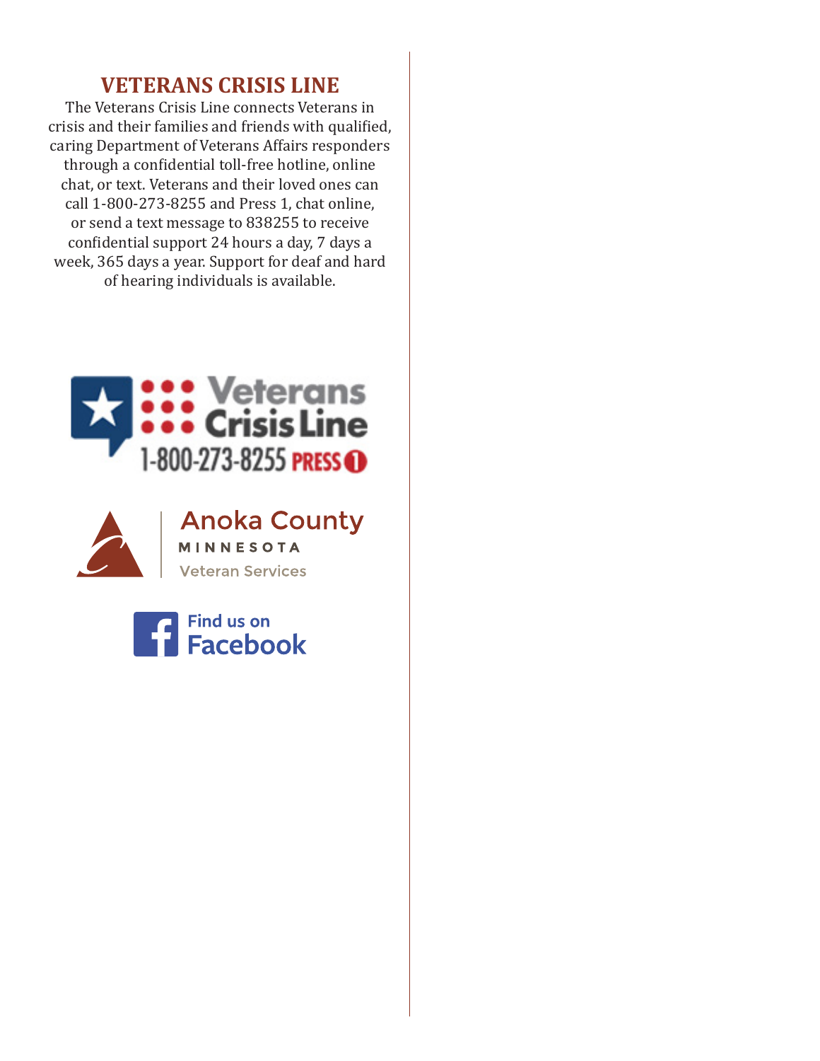## VETERANS CRISIS LINE

The Veterans Crisis Line connects Veterans in crisis and their families and friends with qualified, caring Department of Veterans Affairs responders through a confidential toll-free hotline, online chat, or text. Veterans and their loved ones can call 1-800-273-8255 and Press 1, chat online, or send a text message to 838255 to receive confidential support 24 hours a day, 7 days a week, 365 days a year. Support for deaf and hard of hearing individuals is available.

Veterans Crisis Line
1-800-273-8255 PRESS 1

Anoka County
MINNESOTA
Veteran Services

Find us on Facebook